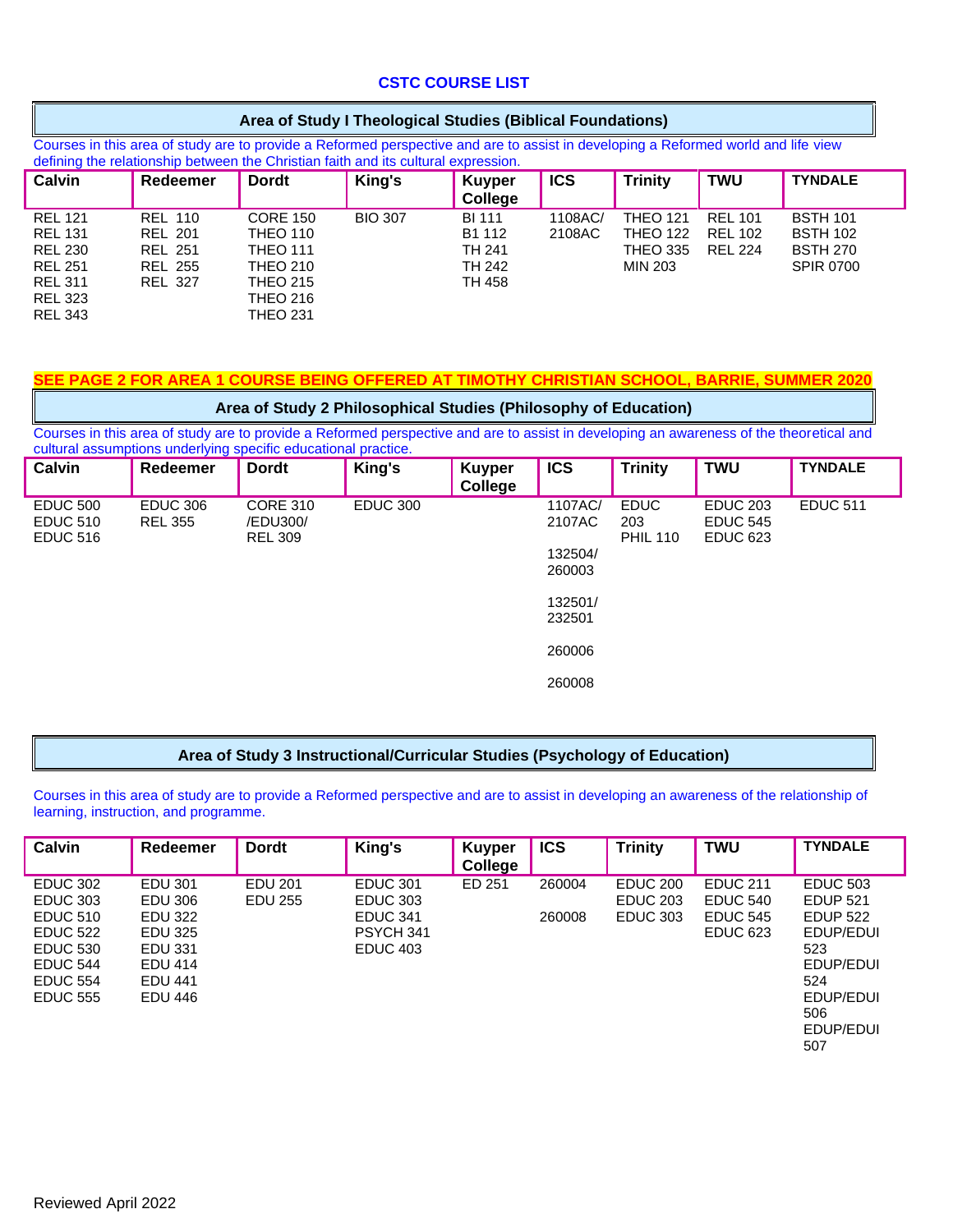# CSTC COURSE LIST

## Area of Study I Theological Studies (Biblical Foundations)

Courses in this area of study are to provide a Reformed perspective and are to assist in developing a Reformed world and life view defining the relationship between the Christian faith and its cultural expression.

| Calvin | Redeemer | Dordt | King's | Kuyper College | ICS | Trinity | TWU | TYNDALE |
|---|---|---|---|---|---|---|---|---|
| REL 121<br>REL 131<br>REL 230<br>REL 251<br>REL 311<br>REL 323<br>REL 343 | REL 110<br>REL 201<br>REL 251<br>REL 255<br>REL 327 | CORE 150<br>THEO 110<br>THEO 111<br>THEO 210<br>THEO 215<br>THEO 216<br>THEO 231 | BIO 307 | BI 111<br>B1 112<br>TH 241<br>TH 242<br>TH 458 | 1108AC/<br>2108AC | THEO 121<br>THEO 122<br>THEO 335<br>MIN 203 | REL 101<br>REL 102<br>REL 224 | BSTH 101<br>BSTH 102<br>BSTH 270<br>SPIR 0700 |

**SEE PAGE 2 FOR AREA 1 COURSE BEING OFFERED AT TIMOTHY CHRISTIAN SCHOOL, BARRIE, SUMMER 2020**

## Area of Study 2 Philosophical Studies (Philosophy of Education)

Courses in this area of study are to provide a Reformed perspective and are to assist in developing an awareness of the theoretical and cultural assumptions underlying specific educational practice.

| Calvin | Redeemer | Dordt | King's | Kuyper College | ICS | Trinity | TWU | TYNDALE |
|---|---|---|---|---|---|---|---|---|
| EDUC 500<br>EDUC 510<br>EDUC 516 | EDUC 306<br>REL 355 | CORE 310<br>/EDU300/<br>REL 309 | EDUC 300 | | 1107AC/<br>2107AC<br><br>132504/<br>260003<br><br>132501/<br>232501<br><br>260006<br><br>260008 | EDUC<br>203<br>PHIL 110 | EDUC 203<br>EDUC 545<br>EDUC 623 | EDUC 511 |

## Area of Study 3 Instructional/Curricular Studies (Psychology of Education)

Courses in this area of study are to provide a Reformed perspective and are to assist in developing an awareness of the relationship of learning, instruction, and programme.

| Calvin | Redeemer | Dordt | King's | Kuyper College | ICS | Trinity | TWU | TYNDALE |
|---|---|---|---|---|---|---|---|---|
| EDUC 302<br>EDUC 303<br>EDUC 510<br>EDUC 522<br>EDUC 530<br>EDUC 544<br>EDUC 554<br>EDUC 555 | EDU 301<br>EDU 306<br>EDU 322<br>EDU 325<br>EDU 331<br>EDU 414<br>EDU 441<br>EDU 446 | EDU 201<br>EDU 255 | EDUC 301<br>EDUC 303<br>EDUC 341<br>PSYCH 341<br>EDUC 403 | ED 251 | 260004<br><br>260008 | EDUC 200<br>EDUC 203<br>EDUC 303 | EDUC 211<br>EDUC 540<br>EDUC 545<br>EDUC 623 | EDUC 503<br>EDUP 521<br>EDUP 522<br>EDUP/EDUI 523<br>EDUP/EDUI 524<br>EDUP/EDUI 506<br>EDUP/EDUI 507 |

Reviewed April 2022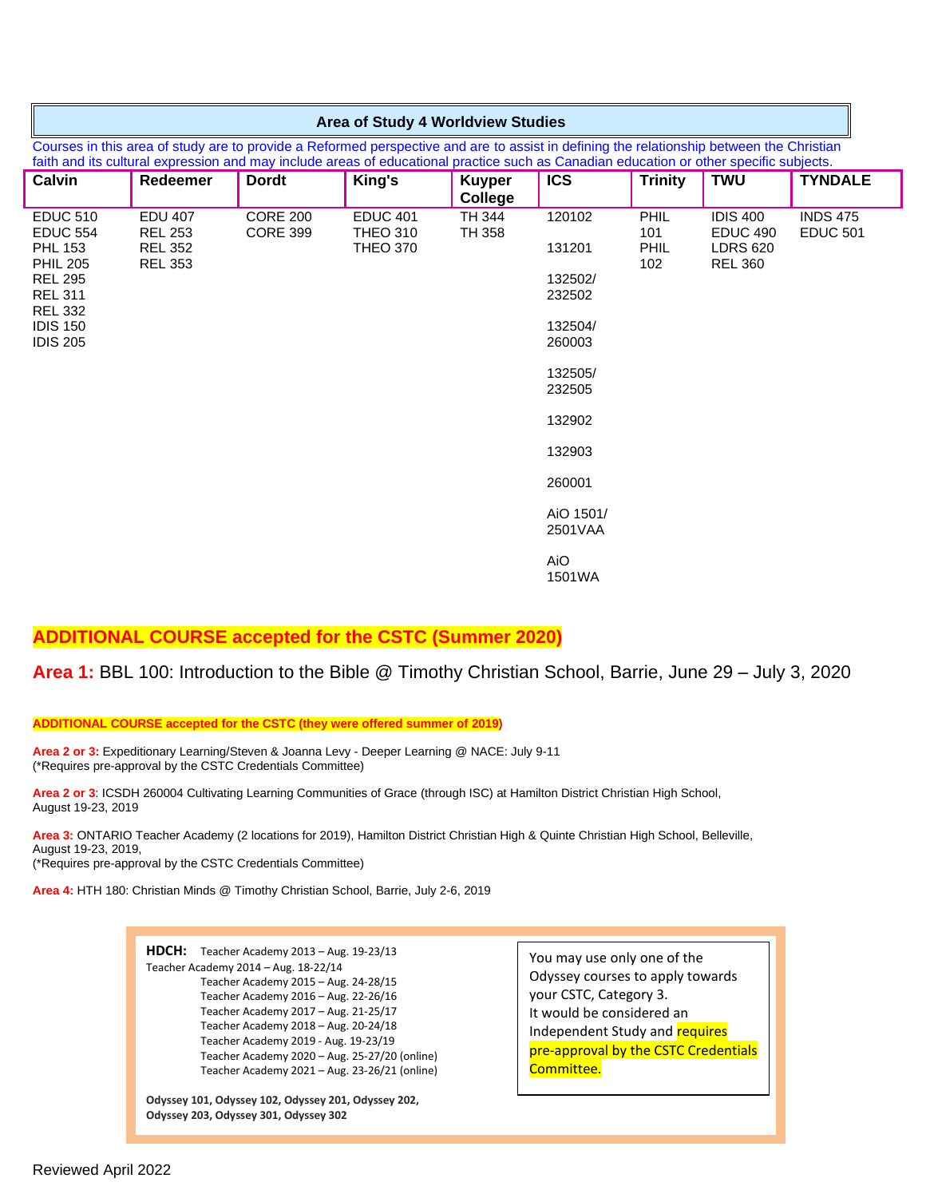## Area of Study 4 Worldview Studies

Courses in this area of study are to provide a Reformed perspective and are to assist in defining the relationship between the Christian faith and its cultural expression and may include areas of educational practice such as Canadian education or other specific subjects.

| Calvin | Redeemer | Dordt | King's | Kuyper College | ICS | Trinity | TWU | TYNDALE |
|---|---|---|---|---|---|---|---|---|
| EDUC 510<br>EDUC 554<br>PHL 153<br>PHIL 205<br>REL 295<br>REL 311<br>REL 332<br>IDIS 150<br>IDIS 205 | EDU 407<br>REL 253<br>REL 352<br>REL 353 | CORE 200<br>CORE 399 | EDUC 401<br>THEO 310<br>THEO 370 | TH 344<br>TH 358 | 120102<br>131201<br>132502/ 232502<br>132504/ 260003<br>132505/ 232505<br>132902<br>132903<br>260001<br>AiO 1501/ 2501VAA<br>AiO 1501WA | PHIL 101<br>PHIL 102 | IDIS 400<br>EDUC 490<br>LDRS 620<br>REL 360 | INDS 475<br>EDUC 501 |

## ADDITIONAL COURSE accepted for the CSTC (Summer 2020)

**Area 1:** BBL 100: Introduction to the Bible @ Timothy Christian School, Barrie, June 29 – July 3, 2020

**ADDITIONAL COURSE accepted for the CSTC (they were offered summer of 2019)**

**Area 2 or 3:** Expeditionary Learning/Steven & Joanna Levy - Deeper Learning @ NACE: July 9-11
(*Requires pre-approval by the CSTC Credentials Committee)

**Area 2 or 3**: ICSDH 260004 Cultivating Learning Communities of Grace (through ISC) at Hamilton District Christian High School, August 19-23, 2019

**Area 3:** ONTARIO Teacher Academy (2 locations for 2019), Hamilton District Christian High & Quinte Christian High School, Belleville, August 19-23, 2019,
(*Requires pre-approval by the CSTC Credentials Committee)

**Area 4:** HTH 180: Christian Minds @ Timothy Christian School, Barrie, July 2-6, 2019

**HDCH:** Teacher Academy 2013 – Aug. 19-23/13
Teacher Academy 2014 – Aug. 18-22/14
Teacher Academy 2015 – Aug. 24-28/15
Teacher Academy 2016 – Aug. 22-26/16
Teacher Academy 2017 – Aug. 21-25/17
Teacher Academy 2018 – Aug. 20-24/18
Teacher Academy 2019 - Aug. 19-23/19
Teacher Academy 2020 – Aug. 25-27/20 (online)
Teacher Academy 2021 – Aug. 23-26/21 (online)

**Odyssey 101, Odyssey 102, Odyssey 201, Odyssey 202, Odyssey 203, Odyssey 301, Odyssey 302**

You may use only one of the Odyssey courses to apply towards your CSTC, Category 3.
It would be considered an Independent Study and requires pre-approval by the CSTC Credentials Committee.

Reviewed April 2022